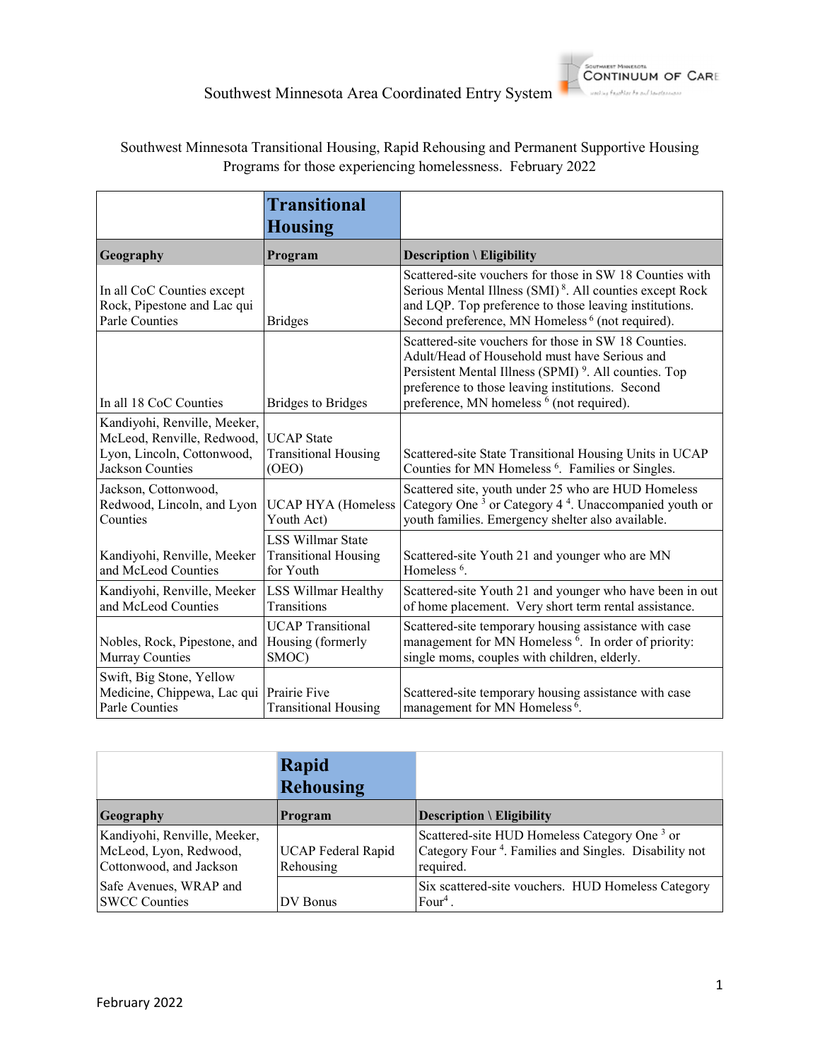# Southwest Minnesota Area Coordinated Entry System

Southwest Minnesota Transitional Housing, Rapid Rehousing and Permanent Supportive Housing Programs for those experiencing homelessness. February 2022

| | **Transitional Housing** | |
|---|---|---|
| **Geography** | **Program** | **Description \ Eligibility** |
| In all CoC Counties except Rock, Pipestone and Lac qui Parle Counties | Bridges | Scattered-site vouchers for those in SW 18 Counties with Serious Mental Illness (SMI) [8]. All counties except Rock and LQP. Top preference to those leaving institutions. Second preference, MN Homeless [6] (not required). |
| In all 18 CoC Counties | Bridges to Bridges | Scattered-site vouchers for those in SW 18 Counties. Adult/Head of Household must have Serious and Persistent Mental Illness (SPMI) [9]. All counties. Top preference to those leaving institutions. Second preference, MN homeless [6] (not required). |
| Kandiyohi, Renville, Meeker, McLeod, Renville, Redwood, Lyon, Lincoln, Cottonwood, Jackson Counties | UCAP State Transitional Housing (OEO) | Scattered-site State Transitional Housing Units in UCAP Counties for MN Homeless [6]. Families or Singles. |
| Jackson, Cottonwood, Redwood, Lincoln, and Lyon Counties | UCAP HYA (Homeless Youth Act) | Scattered site, youth under 25 who are HUD Homeless Category One [3] or Category 4 [4]. Unaccompanied youth or youth families. Emergency shelter also available. |
| Kandiyohi, Renville, Meeker and McLeod Counties | LSS Willmar State Transitional Housing for Youth | Scattered-site Youth 21 and younger who are MN Homeless [6]. |
| Kandiyohi, Renville, Meeker and McLeod Counties | LSS Willmar Healthy Transitions | Scattered-site Youth 21 and younger who have been in out of home placement. Very short term rental assistance. |
| Nobles, Rock, Pipestone, and Murray Counties | UCAP Transitional Housing (formerly SMOC) | Scattered-site temporary housing assistance with case management for MN Homeless [6]. In order of priority: single moms, couples with children, elderly. |
| Swift, Big Stone, Yellow Medicine, Chippewa, Lac qui Parle Counties | Prairie Five Transitional Housing | Scattered-site temporary housing assistance with case management for MN Homeless [6]. |

| | **Rapid Rehousing** | |
|---|---|---|
| **Geography** | **Program** | **Description \ Eligibility** |
| Kandiyohi, Renville, Meeker, McLeod, Lyon, Redwood, Cottonwood, and Jackson | UCAP Federal Rapid Rehousing | Scattered-site HUD Homeless Category One [3] or Category Four [4]. Families and Singles. Disability not required. |
| Safe Avenues, WRAP and SWCC Counties | DV Bonus | Six scattered-site vouchers. HUD Homeless Category Four[4]. |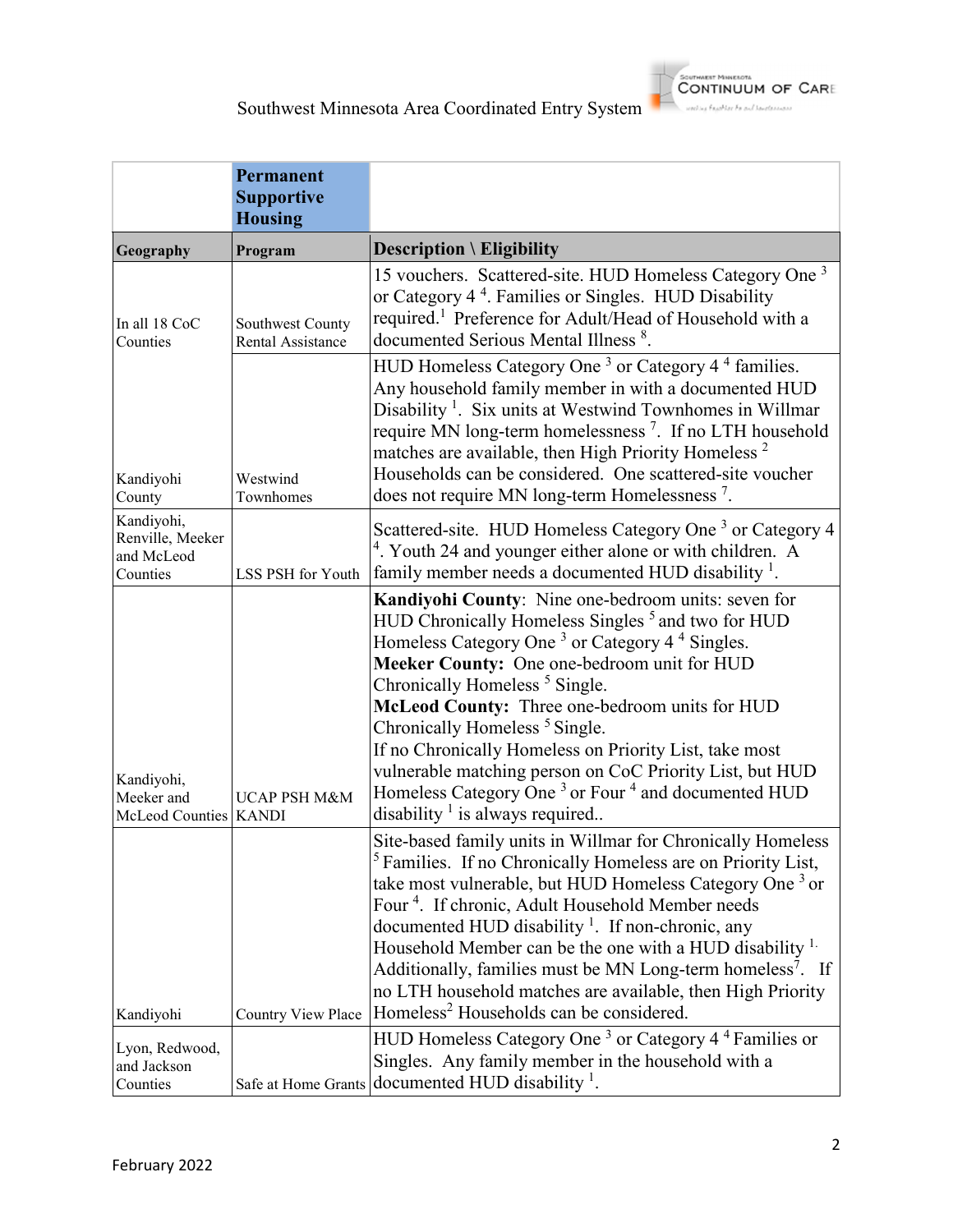| | **Permanent Supportive Housing** | |
|---|---|---|
| **Geography** | **Program** | **Description \ Eligibility** |
| In all 18 CoC Counties | Southwest County Rental Assistance | 15 vouchers. Scattered-site. HUD Homeless Category One [3] or Category 4 [4]. Families or Singles. HUD Disability required.[1] Preference for Adult/Head of Household with a documented Serious Mental Illness [8]. |
| Kandiyohi County | Westwind Townhomes | HUD Homeless Category One [3] or Category 4 [4] families. Any household family member in with a documented HUD Disability [1]. Six units at Westwind Townhomes in Willmar require MN long-term homelessness [7]. If no LTH household matches are available, then High Priority Homeless [2] Households can be considered. One scattered-site voucher does not require MN long-term Homelessness [7]. |
| Kandiyohi, Renville, Meeker and McLeod Counties | LSS PSH for Youth | Scattered-site. HUD Homeless Category One [3] or Category 4 [4]. Youth 24 and younger either alone or with children. A family member needs a documented HUD disability [1]. |
| Kandiyohi, Meeker and McLeod Counties | UCAP PSH M&M KANDI | **Kandiyohi County**: Nine one-bedroom units: seven for HUD Chronically Homeless Singles [5] and two for HUD Homeless Category One [3] or Category 4 [4] Singles. **Meeker County:** One one-bedroom unit for HUD Chronically Homeless [5] Single. **McLeod County:** Three one-bedroom units for HUD Chronically Homeless [5] Single. If no Chronically Homeless on Priority List, take most vulnerable matching person on CoC Priority List, but HUD Homeless Category One [3] or Four [4] and documented HUD disability [1] is always required.. |
| Kandiyohi | Country View Place | Site-based family units in Willmar for Chronically Homeless [5] Families. If no Chronically Homeless are on Priority List, take most vulnerable, but HUD Homeless Category One [3] or Four [4]. If chronic, Adult Household Member needs documented HUD disability [1]. If non-chronic, any Household Member can be the one with a HUD disability [1]. Additionally, families must be MN Long-term homeless[7]. If no LTH household matches are available, then High Priority Homeless[2] Households can be considered. |
| Lyon, Redwood, and Jackson Counties | Safe at Home Grants | HUD Homeless Category One [3] or Category 4 [4] Families or Singles. Any family member in the household with a documented HUD disability [1]. |

February 2022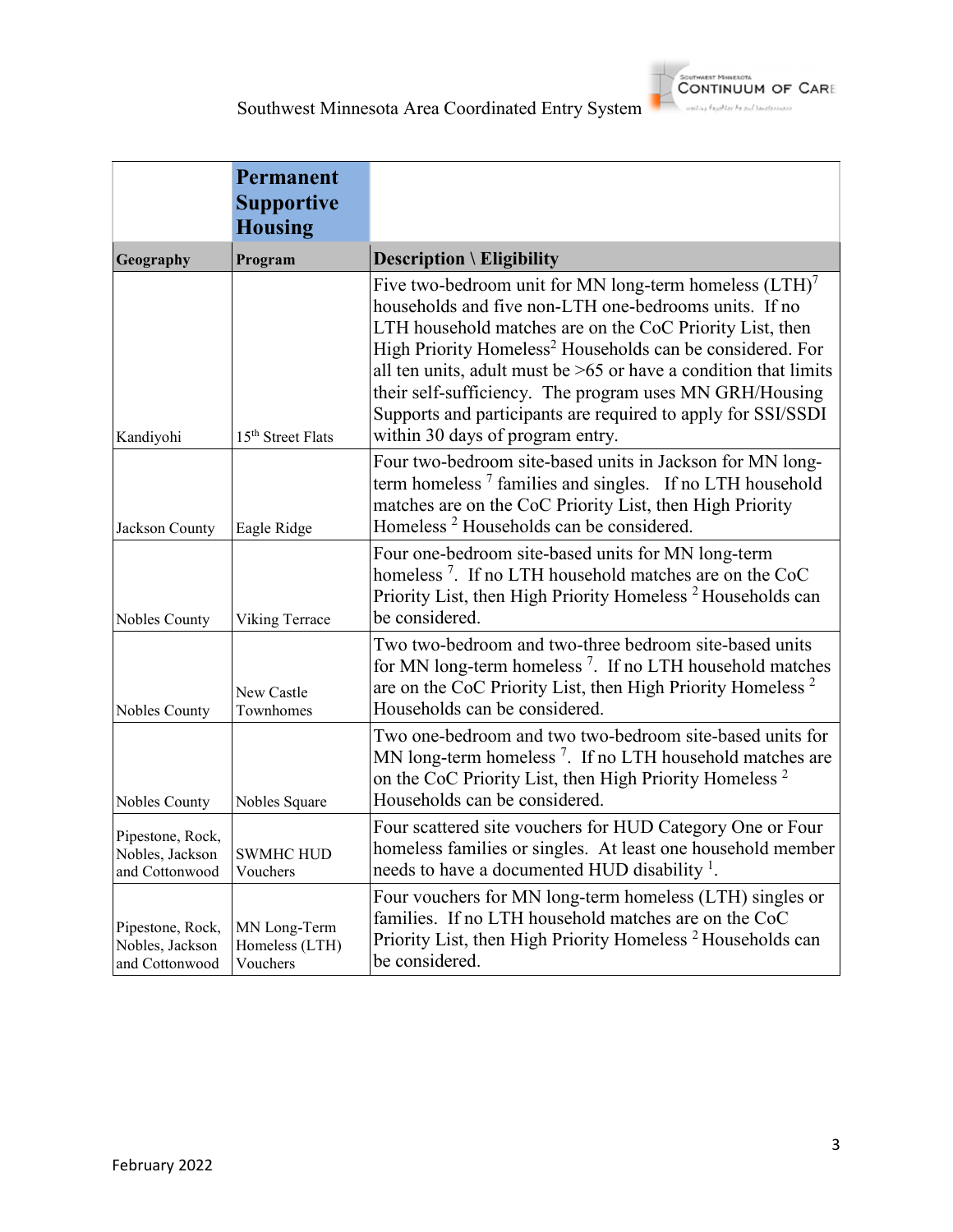| | **Permanent Supportive Housing** | |
|---|---|---|
| **Geography** | **Program** | **Description \ Eligibility** |
| Kandiyohi | 15th Street Flats | Five two-bedroom unit for MN long-term homeless (LTH)[7] households and five non-LTH one-bedrooms units. If no LTH household matches are on the CoC Priority List, then High Priority Homeless[2] Households can be considered. For all ten units, adult must be >65 or have a condition that limits their self-sufficiency. The program uses MN GRH/Housing Supports and participants are required to apply for SSI/SSDI within 30 days of program entry. |
| Jackson County | Eagle Ridge | Four two-bedroom site-based units in Jackson for MN long-term homeless [7] families and singles. If no LTH household matches are on the CoC Priority List, then High Priority Homeless [2] Households can be considered. |
| Nobles County | Viking Terrace | Four one-bedroom site-based units for MN long-term homeless [7]. If no LTH household matches are on the CoC Priority List, then High Priority Homeless [2] Households can be considered. |
| Nobles County | New Castle Townhomes | Two two-bedroom and two-three bedroom site-based units for MN long-term homeless [7]. If no LTH household matches are on the CoC Priority List, then High Priority Homeless [2] Households can be considered. |
| Nobles County | Nobles Square | Two one-bedroom and two two-bedroom site-based units for MN long-term homeless [7]. If no LTH household matches are on the CoC Priority List, then High Priority Homeless [2] Households can be considered. |
| Pipestone, Rock, Nobles, Jackson and Cottonwood | SWMHC HUD Vouchers | Four scattered site vouchers for HUD Category One or Four homeless families or singles. At least one household member needs to have a documented HUD disability [1]. |
| Pipestone, Rock, Nobles, Jackson and Cottonwood | MN Long-Term Homeless (LTH) Vouchers | Four vouchers for MN long-term homeless (LTH) singles or families. If no LTH household matches are on the CoC Priority List, then High Priority Homeless [2] Households can be considered. |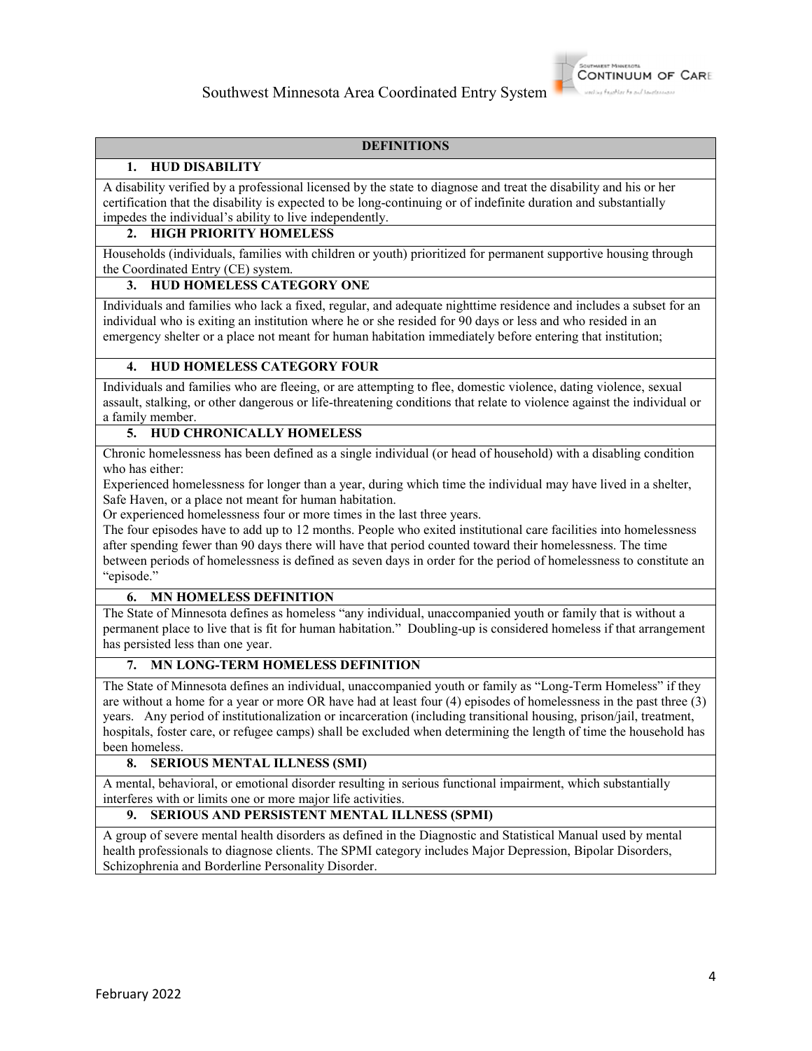## DEFINITIONS

### 1. HUD DISABILITY

A disability verified by a professional licensed by the state to diagnose and treat the disability and his or her certification that the disability is expected to be long-continuing or of indefinite duration and substantially impedes the individual's ability to live independently.

### 2. HIGH PRIORITY HOMELESS

Households (individuals, families with children or youth) prioritized for permanent supportive housing through the Coordinated Entry (CE) system.

### 3. HUD HOMELESS CATEGORY ONE

Individuals and families who lack a fixed, regular, and adequate nighttime residence and includes a subset for an individual who is exiting an institution where he or she resided for 90 days or less and who resided in an emergency shelter or a place not meant for human habitation immediately before entering that institution;

### 4. HUD HOMELESS CATEGORY FOUR

Individuals and families who are fleeing, or are attempting to flee, domestic violence, dating violence, sexual assault, stalking, or other dangerous or life-threatening conditions that relate to violence against the individual or a family member.

### 5. HUD CHRONICALLY HOMELESS

Chronic homelessness has been defined as a single individual (or head of household) with a disabling condition who has either:

Experienced homelessness for longer than a year, during which time the individual may have lived in a shelter, Safe Haven, or a place not meant for human habitation.

Or experienced homelessness four or more times in the last three years.

The four episodes have to add up to 12 months. People who exited institutional care facilities into homelessness after spending fewer than 90 days there will have that period counted toward their homelessness. The time between periods of homelessness is defined as seven days in order for the period of homelessness to constitute an "episode."

### 6. MN HOMELESS DEFINITION

The State of Minnesota defines as homeless "any individual, unaccompanied youth or family that is without a permanent place to live that is fit for human habitation." Doubling-up is considered homeless if that arrangement has persisted less than one year.

### 7. MN LONG-TERM HOMELESS DEFINITION

The State of Minnesota defines an individual, unaccompanied youth or family as "Long-Term Homeless" if they are without a home for a year or more OR have had at least four (4) episodes of homelessness in the past three (3) years. Any period of institutionalization or incarceration (including transitional housing, prison/jail, treatment, hospitals, foster care, or refugee camps) shall be excluded when determining the length of time the household has been homeless.

### 8. SERIOUS MENTAL ILLNESS (SMI)

A mental, behavioral, or emotional disorder resulting in serious functional impairment, which substantially interferes with or limits one or more major life activities.

### 9. SERIOUS AND PERSISTENT MENTAL ILLNESS (SPMI)

A group of severe mental health disorders as defined in the Diagnostic and Statistical Manual used by mental health professionals to diagnose clients. The SPMI category includes Major Depression, Bipolar Disorders, Schizophrenia and Borderline Personality Disorder.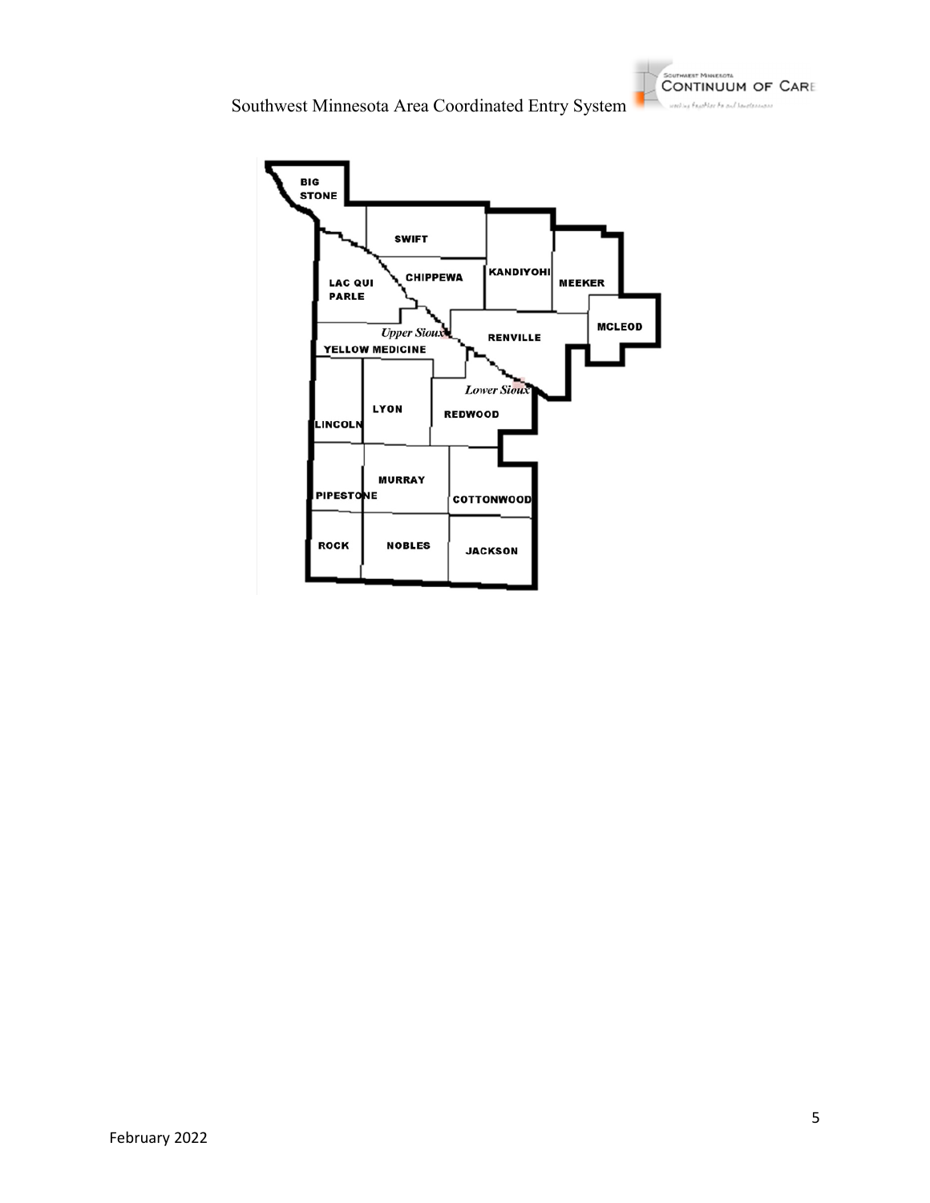BIG STONE

SWIFT

LAC QUI PARLE

CHIPPEWA

KANDIYOHI

MEEKER

MCLEOD

Upper Sioux

RENVILLE

YELLOW MEDICINE

Lower Sioux

LINCOLN

LYON

REDWOOD

PIPESTONE

MURRAY

COTTONWOOD

ROCK

NOBLES

JACKSON